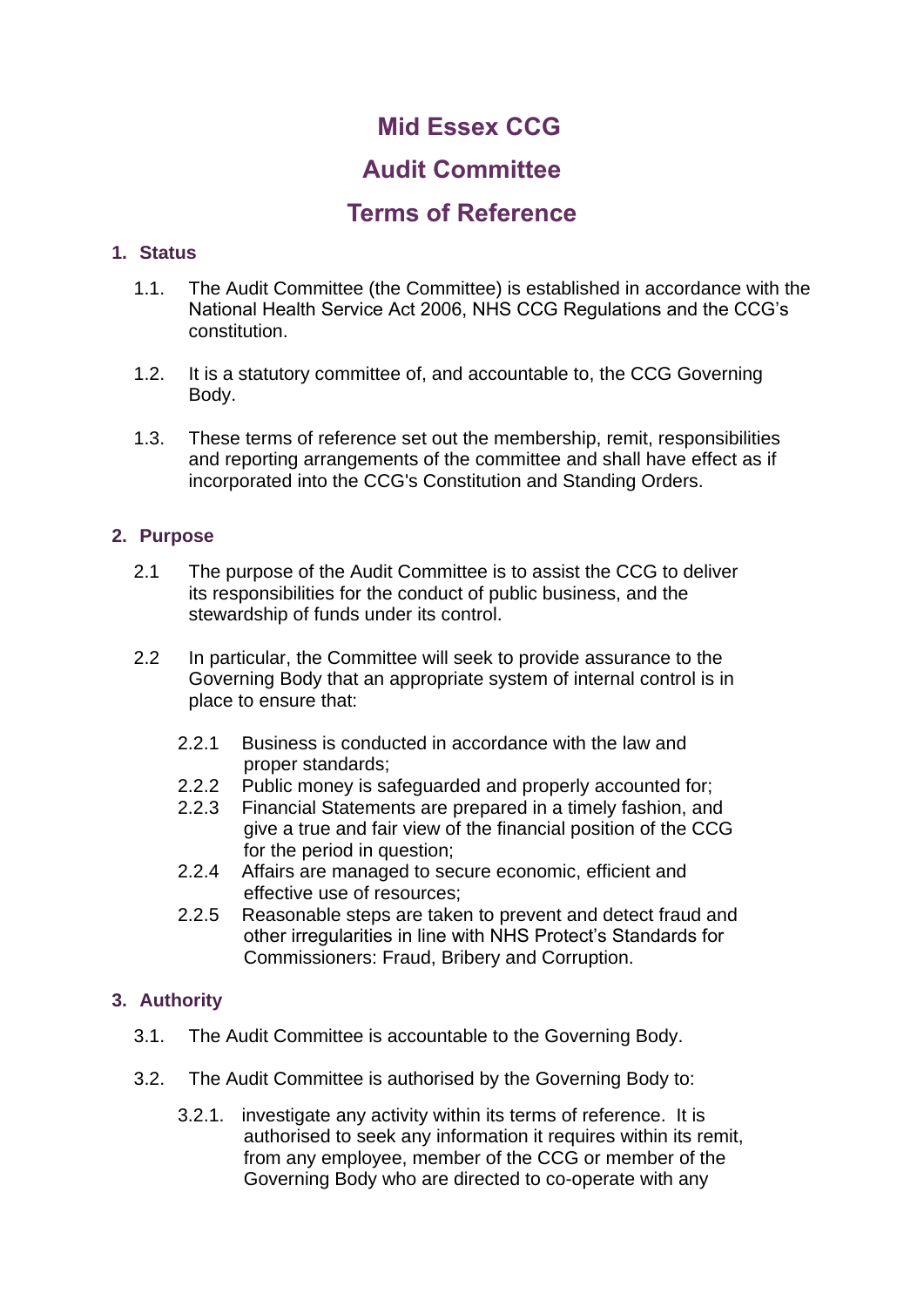# Mid Essex CCG

# Audit Committee

# Terms of Reference

## 1. Status

1.1. The Audit Committee (the Committee) is established in accordance with the National Health Service Act 2006, NHS CCG Regulations and the CCG's constitution.

1.2. It is a statutory committee of, and accountable to, the CCG Governing Body.

1.3. These terms of reference set out the membership, remit, responsibilities and reporting arrangements of the committee and shall have effect as if incorporated into the CCG's Constitution and Standing Orders.

## 2. Purpose

2.1 The purpose of the Audit Committee is to assist the CCG to deliver its responsibilities for the conduct of public business, and the stewardship of funds under its control.

2.2 In particular, the Committee will seek to provide assurance to the Governing Body that an appropriate system of internal control is in place to ensure that:

- 2.2.1 Business is conducted in accordance with the law and proper standards;
- 2.2.2 Public money is safeguarded and properly accounted for;
- 2.2.3 Financial Statements are prepared in a timely fashion, and give a true and fair view of the financial position of the CCG for the period in question;
- 2.2.4 Affairs are managed to secure economic, efficient and effective use of resources;
- 2.2.5 Reasonable steps are taken to prevent and detect fraud and other irregularities in line with NHS Protect's Standards for Commissioners: Fraud, Bribery and Corruption.

## 3. Authority

3.1. The Audit Committee is accountable to the Governing Body.

3.2. The Audit Committee is authorised by the Governing Body to:

- 3.2.1. investigate any activity within its terms of reference. It is authorised to seek any information it requires within its remit, from any employee, member of the CCG or member of the Governing Body who are directed to co-operate with any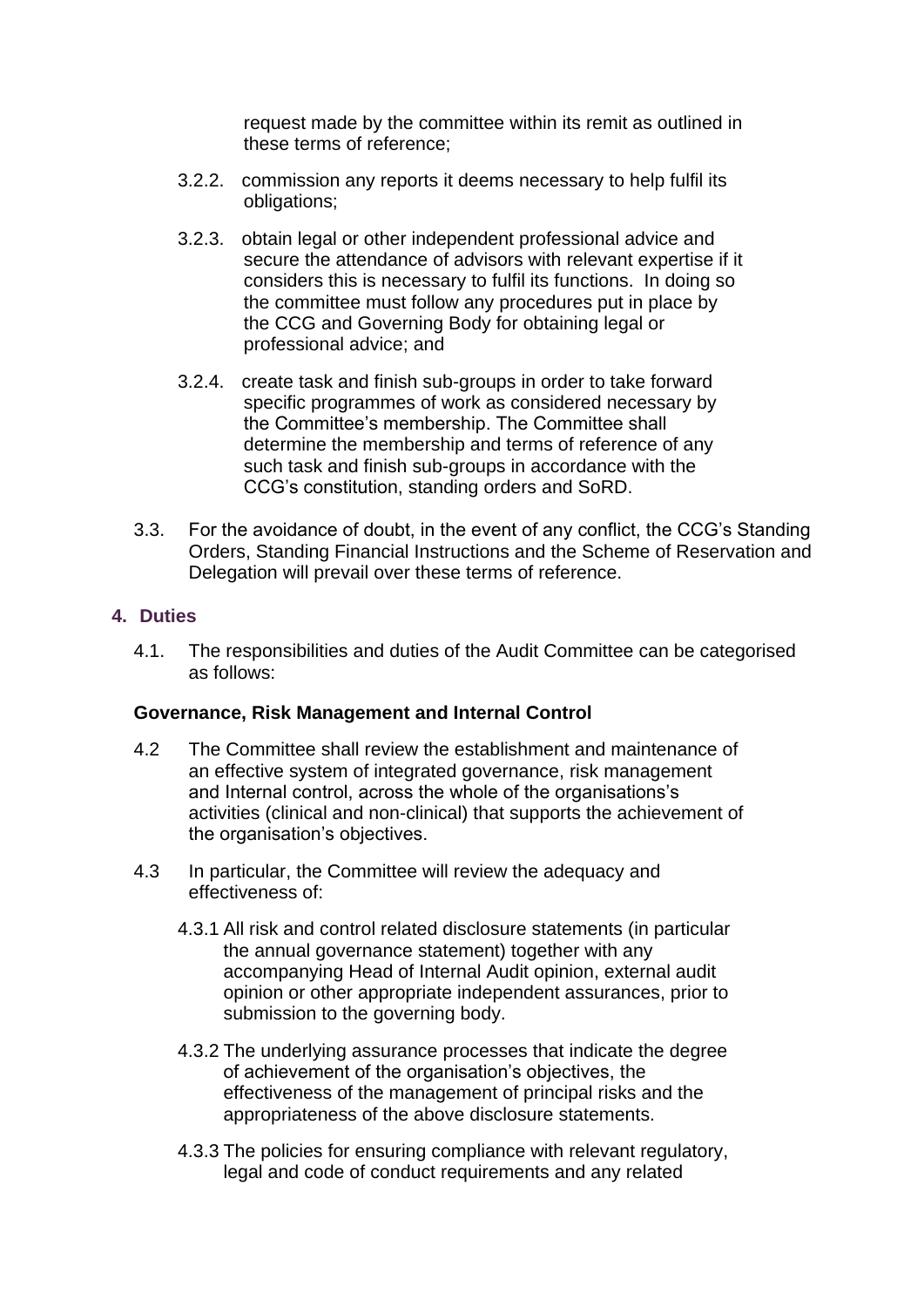request made by the committee within its remit as outlined in these terms of reference;

3.2.2. commission any reports it deems necessary to help fulfil its obligations;

3.2.3. obtain legal or other independent professional advice and secure the attendance of advisors with relevant expertise if it considers this is necessary to fulfil its functions. In doing so the committee must follow any procedures put in place by the CCG and Governing Body for obtaining legal or professional advice; and

3.2.4. create task and finish sub-groups in order to take forward specific programmes of work as considered necessary by the Committee's membership. The Committee shall determine the membership and terms of reference of any such task and finish sub-groups in accordance with the CCG's constitution, standing orders and SoRD.

3.3. For the avoidance of doubt, in the event of any conflict, the CCG's Standing Orders, Standing Financial Instructions and the Scheme of Reservation and Delegation will prevail over these terms of reference.

## 4. Duties

4.1. The responsibilities and duties of the Audit Committee can be categorised as follows:

**Governance, Risk Management and Internal Control**

4.2 The Committee shall review the establishment and maintenance of an effective system of integrated governance, risk management and Internal control, across the whole of the organisations's activities (clinical and non-clinical) that supports the achievement of the organisation's objectives.

4.3 In particular, the Committee will review the adequacy and effectiveness of:

4.3.1 All risk and control related disclosure statements (in particular the annual governance statement) together with any accompanying Head of Internal Audit opinion, external audit opinion or other appropriate independent assurances, prior to submission to the governing body.

4.3.2 The underlying assurance processes that indicate the degree of achievement of the organisation's objectives, the effectiveness of the management of principal risks and the appropriateness of the above disclosure statements.

4.3.3 The policies for ensuring compliance with relevant regulatory, legal and code of conduct requirements and any related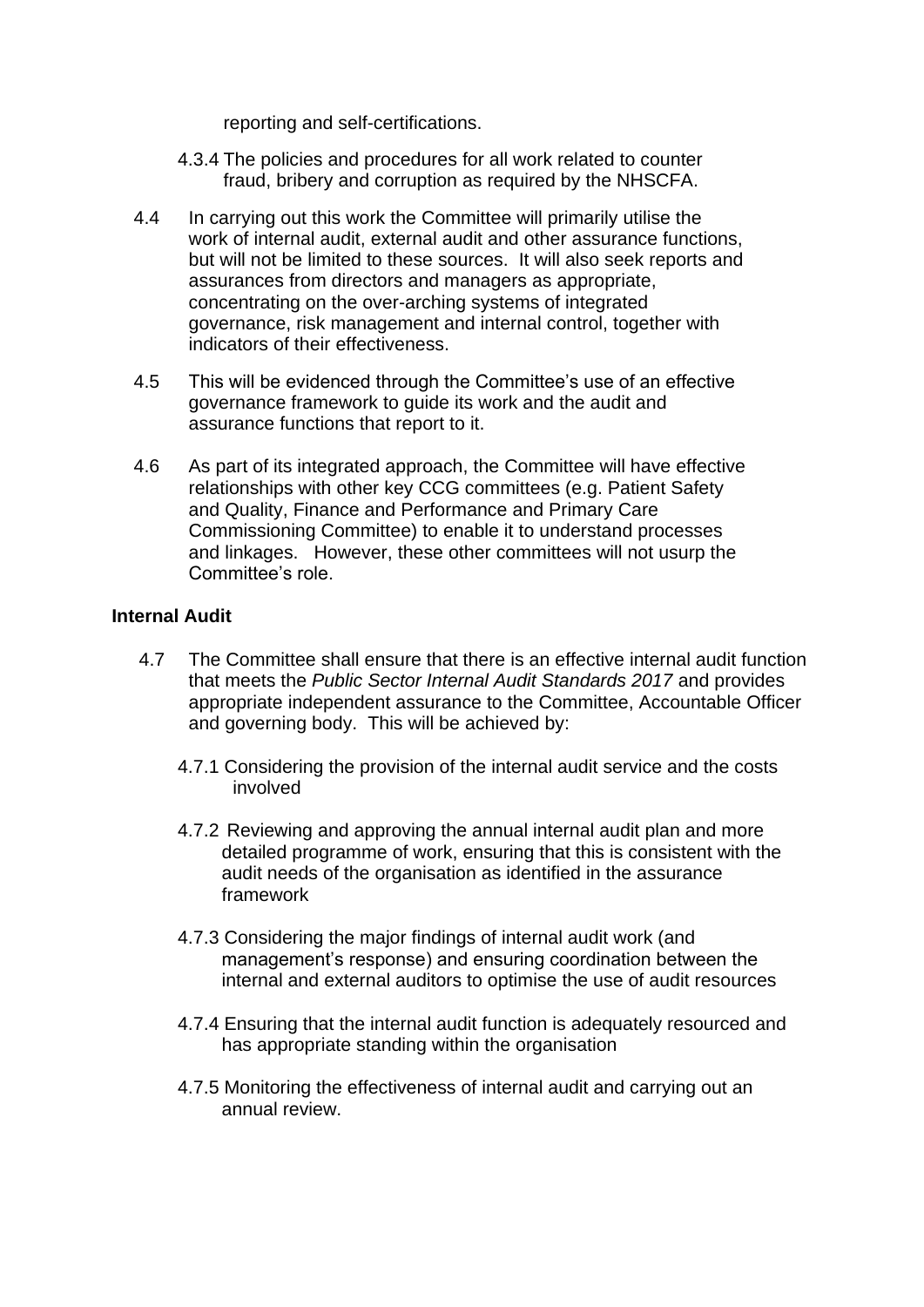reporting and self-certifications.

4.3.4 The policies and procedures for all work related to counter fraud, bribery and corruption as required by the NHSCFA.

4.4 In carrying out this work the Committee will primarily utilise the work of internal audit, external audit and other assurance functions, but will not be limited to these sources. It will also seek reports and assurances from directors and managers as appropriate, concentrating on the over-arching systems of integrated governance, risk management and internal control, together with indicators of their effectiveness.

4.5 This will be evidenced through the Committee's use of an effective governance framework to guide its work and the audit and assurance functions that report to it.

4.6 As part of its integrated approach, the Committee will have effective relationships with other key CCG committees (e.g. Patient Safety and Quality, Finance and Performance and Primary Care Commissioning Committee) to enable it to understand processes and linkages. However, these other committees will not usurp the Committee's role.

**Internal Audit**

4.7 The Committee shall ensure that there is an effective internal audit function that meets the *Public Sector Internal Audit Standards 2017* and provides appropriate independent assurance to the Committee, Accountable Officer and governing body. This will be achieved by:

4.7.1 Considering the provision of the internal audit service and the costs involved

4.7.2 Reviewing and approving the annual internal audit plan and more detailed programme of work, ensuring that this is consistent with the audit needs of the organisation as identified in the assurance framework

4.7.3 Considering the major findings of internal audit work (and management's response) and ensuring coordination between the internal and external auditors to optimise the use of audit resources

4.7.4 Ensuring that the internal audit function is adequately resourced and has appropriate standing within the organisation

4.7.5 Monitoring the effectiveness of internal audit and carrying out an annual review.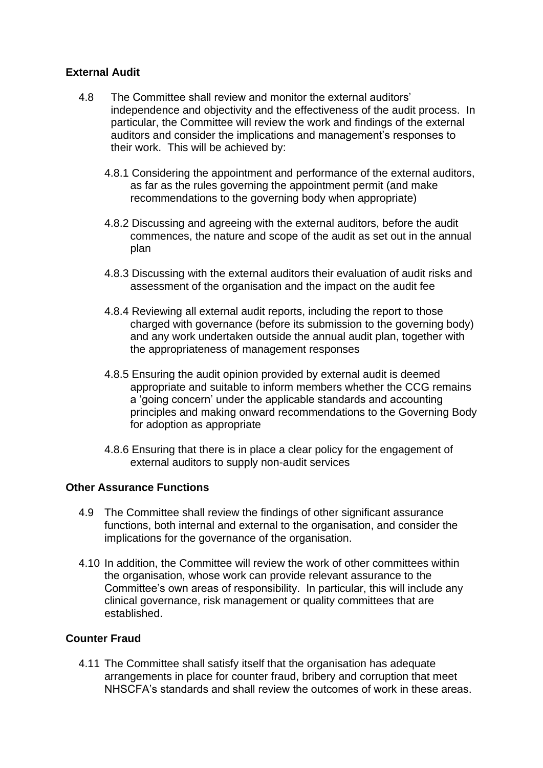**External Audit**

4.8 The Committee shall review and monitor the external auditors' independence and objectivity and the effectiveness of the audit process. In particular, the Committee will review the work and findings of the external auditors and consider the implications and management's responses to their work. This will be achieved by:

4.8.1 Considering the appointment and performance of the external auditors, as far as the rules governing the appointment permit (and make recommendations to the governing body when appropriate)

4.8.2 Discussing and agreeing with the external auditors, before the audit commences, the nature and scope of the audit as set out in the annual plan

4.8.3 Discussing with the external auditors their evaluation of audit risks and assessment of the organisation and the impact on the audit fee

4.8.4 Reviewing all external audit reports, including the report to those charged with governance (before its submission to the governing body) and any work undertaken outside the annual audit plan, together with the appropriateness of management responses

4.8.5 Ensuring the audit opinion provided by external audit is deemed appropriate and suitable to inform members whether the CCG remains a 'going concern' under the applicable standards and accounting principles and making onward recommendations to the Governing Body for adoption as appropriate

4.8.6 Ensuring that there is in place a clear policy for the engagement of external auditors to supply non-audit services

**Other Assurance Functions**

4.9 The Committee shall review the findings of other significant assurance functions, both internal and external to the organisation, and consider the implications for the governance of the organisation.

4.10 In addition, the Committee will review the work of other committees within the organisation, whose work can provide relevant assurance to the Committee's own areas of responsibility. In particular, this will include any clinical governance, risk management or quality committees that are established.

**Counter Fraud**

4.11 The Committee shall satisfy itself that the organisation has adequate arrangements in place for counter fraud, bribery and corruption that meet NHSCFA's standards and shall review the outcomes of work in these areas.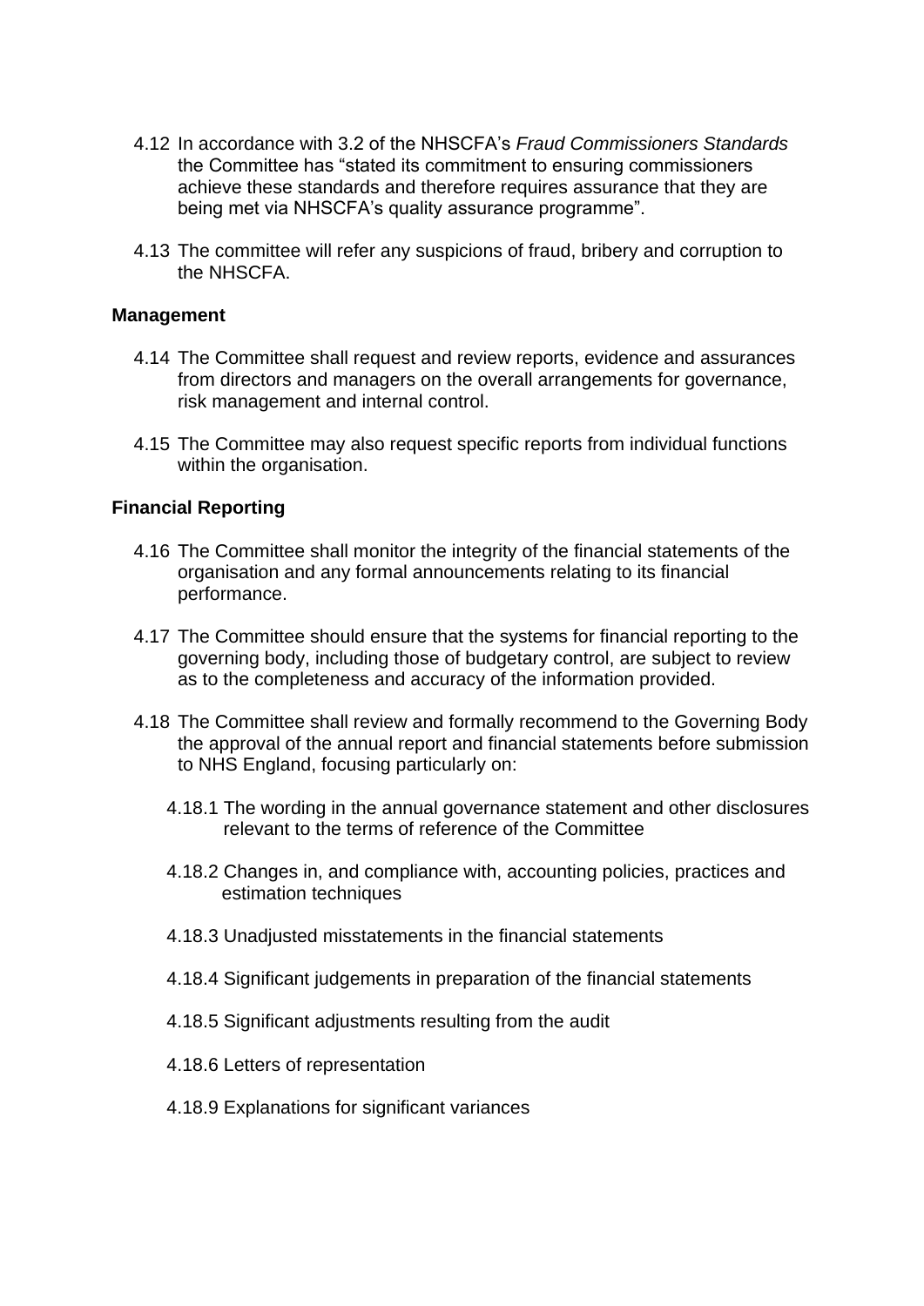4.12 In accordance with 3.2 of the NHSCFA's *Fraud Commissioners Standards* the Committee has "stated its commitment to ensuring commissioners achieve these standards and therefore requires assurance that they are being met via NHSCFA's quality assurance programme".

4.13 The committee will refer any suspicions of fraud, bribery and corruption to the NHSCFA.

**Management**

4.14 The Committee shall request and review reports, evidence and assurances from directors and managers on the overall arrangements for governance, risk management and internal control.

4.15 The Committee may also request specific reports from individual functions within the organisation.

**Financial Reporting**

4.16 The Committee shall monitor the integrity of the financial statements of the organisation and any formal announcements relating to its financial performance.

4.17 The Committee should ensure that the systems for financial reporting to the governing body, including those of budgetary control, are subject to review as to the completeness and accuracy of the information provided.

4.18 The Committee shall review and formally recommend to the Governing Body the approval of the annual report and financial statements before submission to NHS England, focusing particularly on:

4.18.1 The wording in the annual governance statement and other disclosures relevant to the terms of reference of the Committee

4.18.2 Changes in, and compliance with, accounting policies, practices and estimation techniques

4.18.3 Unadjusted misstatements in the financial statements

4.18.4 Significant judgements in preparation of the financial statements

4.18.5 Significant adjustments resulting from the audit

4.18.6 Letters of representation

4.18.9 Explanations for significant variances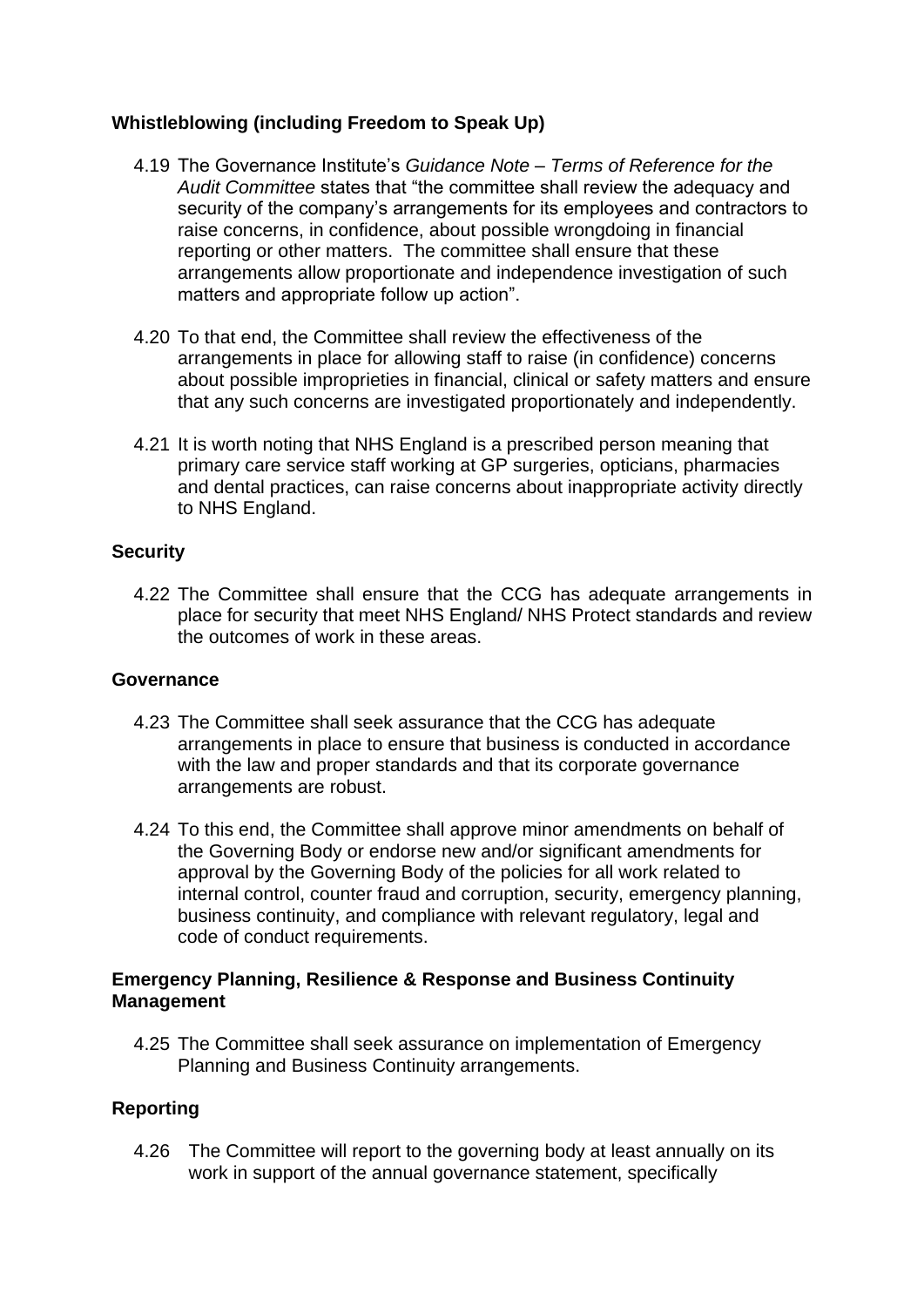**Whistleblowing (including Freedom to Speak Up)**

4.19 The Governance Institute's *Guidance Note – Terms of Reference for the Audit Committee* states that "the committee shall review the adequacy and security of the company's arrangements for its employees and contractors to raise concerns, in confidence, about possible wrongdoing in financial reporting or other matters. The committee shall ensure that these arrangements allow proportionate and independence investigation of such matters and appropriate follow up action".

4.20 To that end, the Committee shall review the effectiveness of the arrangements in place for allowing staff to raise (in confidence) concerns about possible improprieties in financial, clinical or safety matters and ensure that any such concerns are investigated proportionately and independently.

4.21 It is worth noting that NHS England is a prescribed person meaning that primary care service staff working at GP surgeries, opticians, pharmacies and dental practices, can raise concerns about inappropriate activity directly to NHS England.

**Security**

4.22 The Committee shall ensure that the CCG has adequate arrangements in place for security that meet NHS England/ NHS Protect standards and review the outcomes of work in these areas.

**Governance**

4.23 The Committee shall seek assurance that the CCG has adequate arrangements in place to ensure that business is conducted in accordance with the law and proper standards and that its corporate governance arrangements are robust.

4.24 To this end, the Committee shall approve minor amendments on behalf of the Governing Body or endorse new and/or significant amendments for approval by the Governing Body of the policies for all work related to internal control, counter fraud and corruption, security, emergency planning, business continuity, and compliance with relevant regulatory, legal and code of conduct requirements.

**Emergency Planning, Resilience & Response and Business Continuity Management**

4.25 The Committee shall seek assurance on implementation of Emergency Planning and Business Continuity arrangements.

**Reporting**

4.26 The Committee will report to the governing body at least annually on its work in support of the annual governance statement, specifically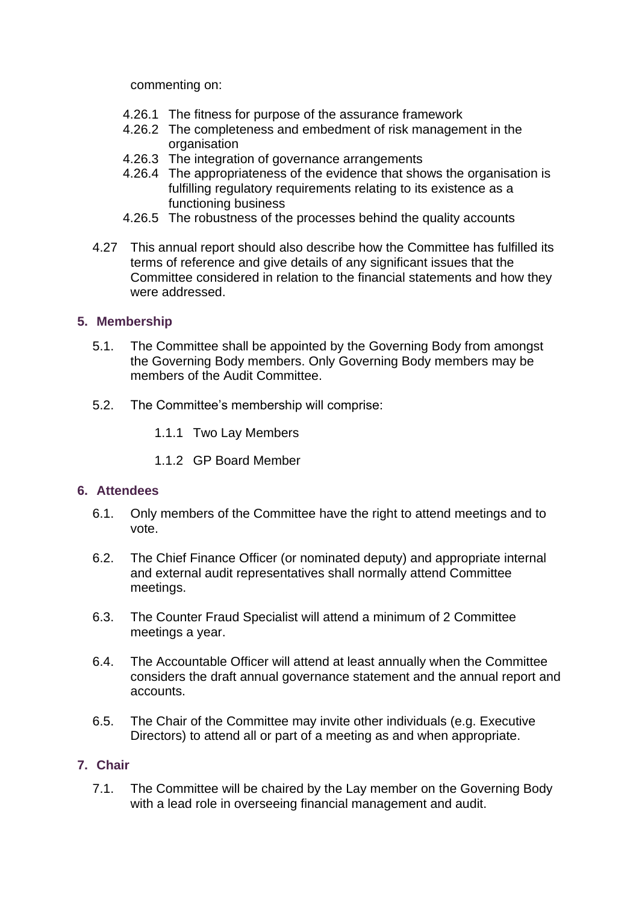commenting on:

4.26.1 The fitness for purpose of the assurance framework

4.26.2 The completeness and embedment of risk management in the organisation

4.26.3 The integration of governance arrangements

4.26.4 The appropriateness of the evidence that shows the organisation is fulfilling regulatory requirements relating to its existence as a functioning business

4.26.5 The robustness of the processes behind the quality accounts

4.27 This annual report should also describe how the Committee has fulfilled its terms of reference and give details of any significant issues that the Committee considered in relation to the financial statements and how they were addressed.

## 5. Membership

5.1. The Committee shall be appointed by the Governing Body from amongst the Governing Body members. Only Governing Body members may be members of the Audit Committee.

5.2. The Committee's membership will comprise:

1.1.1 Two Lay Members

1.1.2 GP Board Member

## 6. Attendees

6.1. Only members of the Committee have the right to attend meetings and to vote.

6.2. The Chief Finance Officer (or nominated deputy) and appropriate internal and external audit representatives shall normally attend Committee meetings.

6.3. The Counter Fraud Specialist will attend a minimum of 2 Committee meetings a year.

6.4. The Accountable Officer will attend at least annually when the Committee considers the draft annual governance statement and the annual report and accounts.

6.5. The Chair of the Committee may invite other individuals (e.g. Executive Directors) to attend all or part of a meeting as and when appropriate.

## 7. Chair

7.1. The Committee will be chaired by the Lay member on the Governing Body with a lead role in overseeing financial management and audit.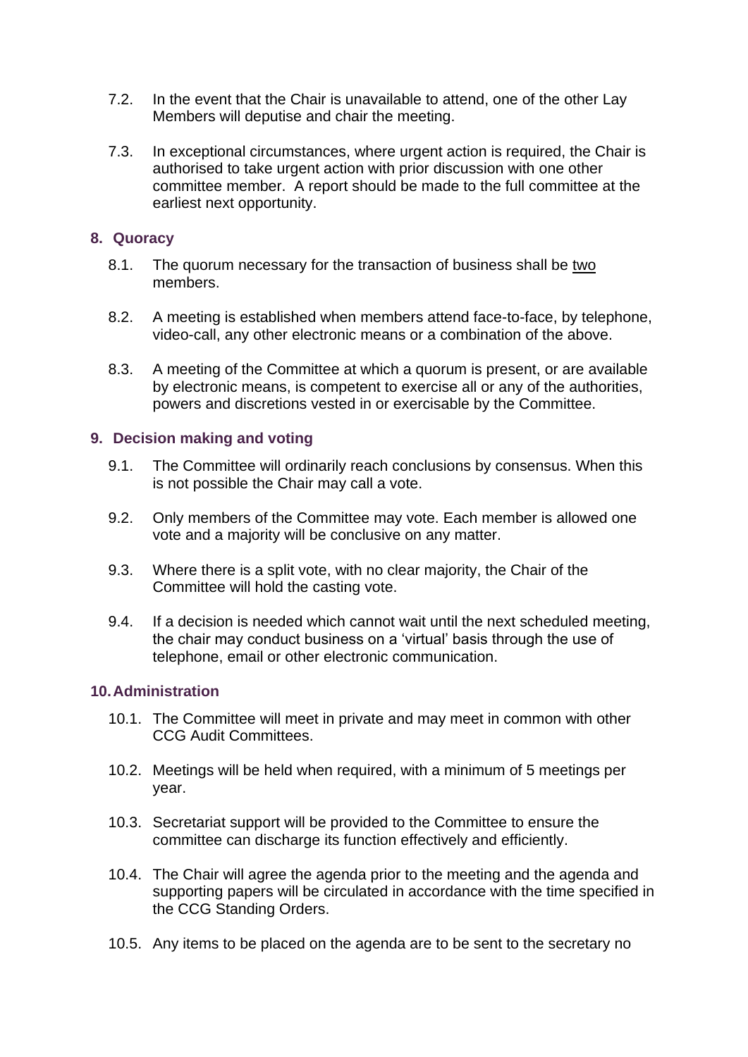7.2. In the event that the Chair is unavailable to attend, one of the other Lay Members will deputise and chair the meeting.

7.3. In exceptional circumstances, where urgent action is required, the Chair is authorised to take urgent action with prior discussion with one other committee member. A report should be made to the full committee at the earliest next opportunity.

## 8. Quoracy

8.1. The quorum necessary for the transaction of business shall be <u>two</u> members.

8.2. A meeting is established when members attend face-to-face, by telephone, video-call, any other electronic means or a combination of the above.

8.3. A meeting of the Committee at which a quorum is present, or are available by electronic means, is competent to exercise all or any of the authorities, powers and discretions vested in or exercisable by the Committee.

## 9. Decision making and voting

9.1. The Committee will ordinarily reach conclusions by consensus. When this is not possible the Chair may call a vote.

9.2. Only members of the Committee may vote. Each member is allowed one vote and a majority will be conclusive on any matter.

9.3. Where there is a split vote, with no clear majority, the Chair of the Committee will hold the casting vote.

9.4. If a decision is needed which cannot wait until the next scheduled meeting, the chair may conduct business on a 'virtual' basis through the use of telephone, email or other electronic communication.

## 10. Administration

10.1. The Committee will meet in private and may meet in common with other CCG Audit Committees.

10.2. Meetings will be held when required, with a minimum of 5 meetings per year.

10.3. Secretariat support will be provided to the Committee to ensure the committee can discharge its function effectively and efficiently.

10.4. The Chair will agree the agenda prior to the meeting and the agenda and supporting papers will be circulated in accordance with the time specified in the CCG Standing Orders.

10.5. Any items to be placed on the agenda are to be sent to the secretary no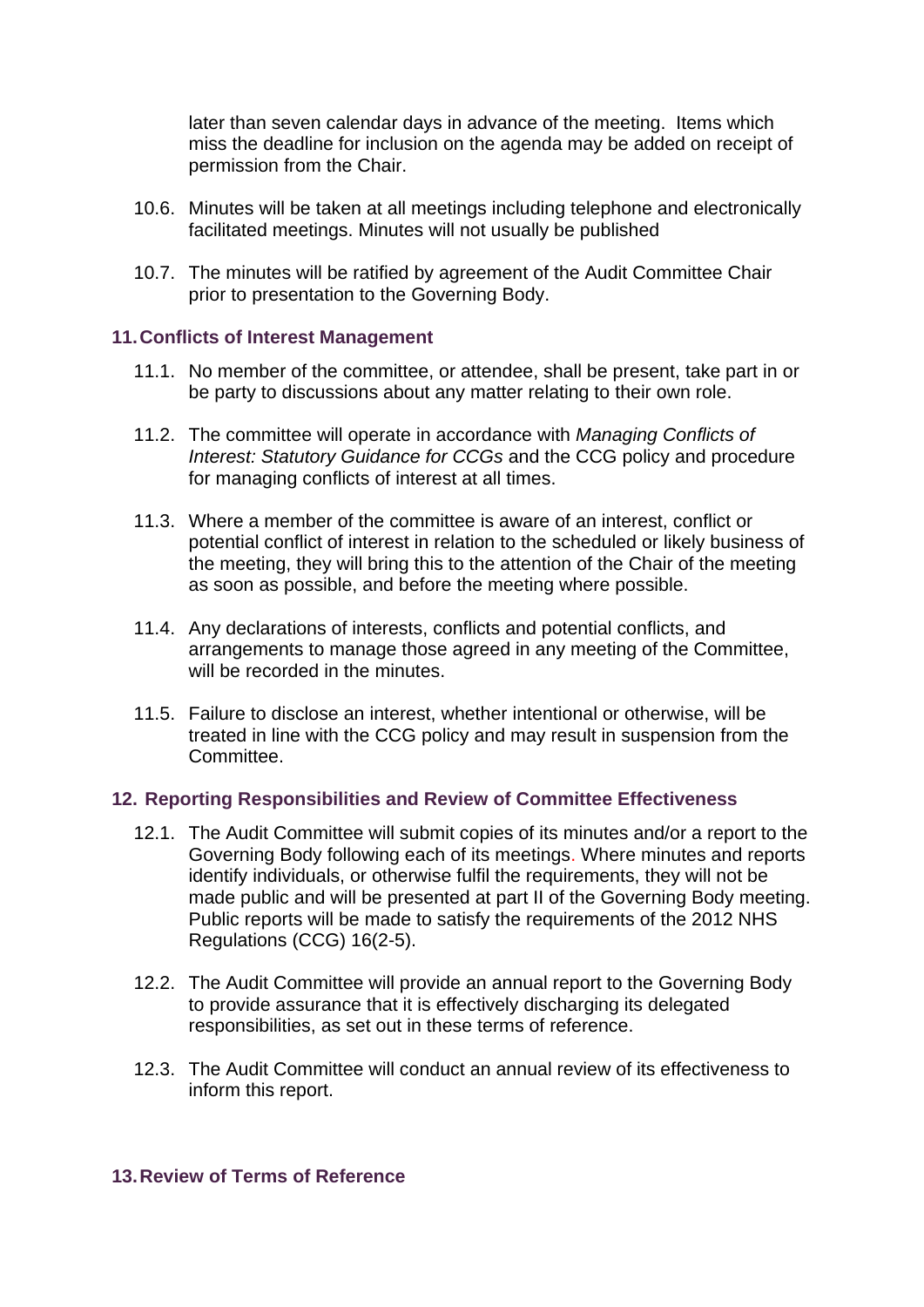later than seven calendar days in advance of the meeting. Items which miss the deadline for inclusion on the agenda may be added on receipt of permission from the Chair.

10.6. Minutes will be taken at all meetings including telephone and electronically facilitated meetings. Minutes will not usually be published

10.7. The minutes will be ratified by agreement of the Audit Committee Chair prior to presentation to the Governing Body.

## 11. Conflicts of Interest Management

11.1. No member of the committee, or attendee, shall be present, take part in or be party to discussions about any matter relating to their own role.

11.2. The committee will operate in accordance with *Managing Conflicts of Interest: Statutory Guidance for CCGs* and the CCG policy and procedure for managing conflicts of interest at all times.

11.3. Where a member of the committee is aware of an interest, conflict or potential conflict of interest in relation to the scheduled or likely business of the meeting, they will bring this to the attention of the Chair of the meeting as soon as possible, and before the meeting where possible.

11.4. Any declarations of interests, conflicts and potential conflicts, and arrangements to manage those agreed in any meeting of the Committee, will be recorded in the minutes.

11.5. Failure to disclose an interest, whether intentional or otherwise, will be treated in line with the CCG policy and may result in suspension from the Committee.

## 12. Reporting Responsibilities and Review of Committee Effectiveness

12.1. The Audit Committee will submit copies of its minutes and/or a report to the Governing Body following each of its meetings. Where minutes and reports identify individuals, or otherwise fulfil the requirements, they will not be made public and will be presented at part II of the Governing Body meeting. Public reports will be made to satisfy the requirements of the 2012 NHS Regulations (CCG) 16(2-5).

12.2. The Audit Committee will provide an annual report to the Governing Body to provide assurance that it is effectively discharging its delegated responsibilities, as set out in these terms of reference.

12.3. The Audit Committee will conduct an annual review of its effectiveness to inform this report.

## 13. Review of Terms of Reference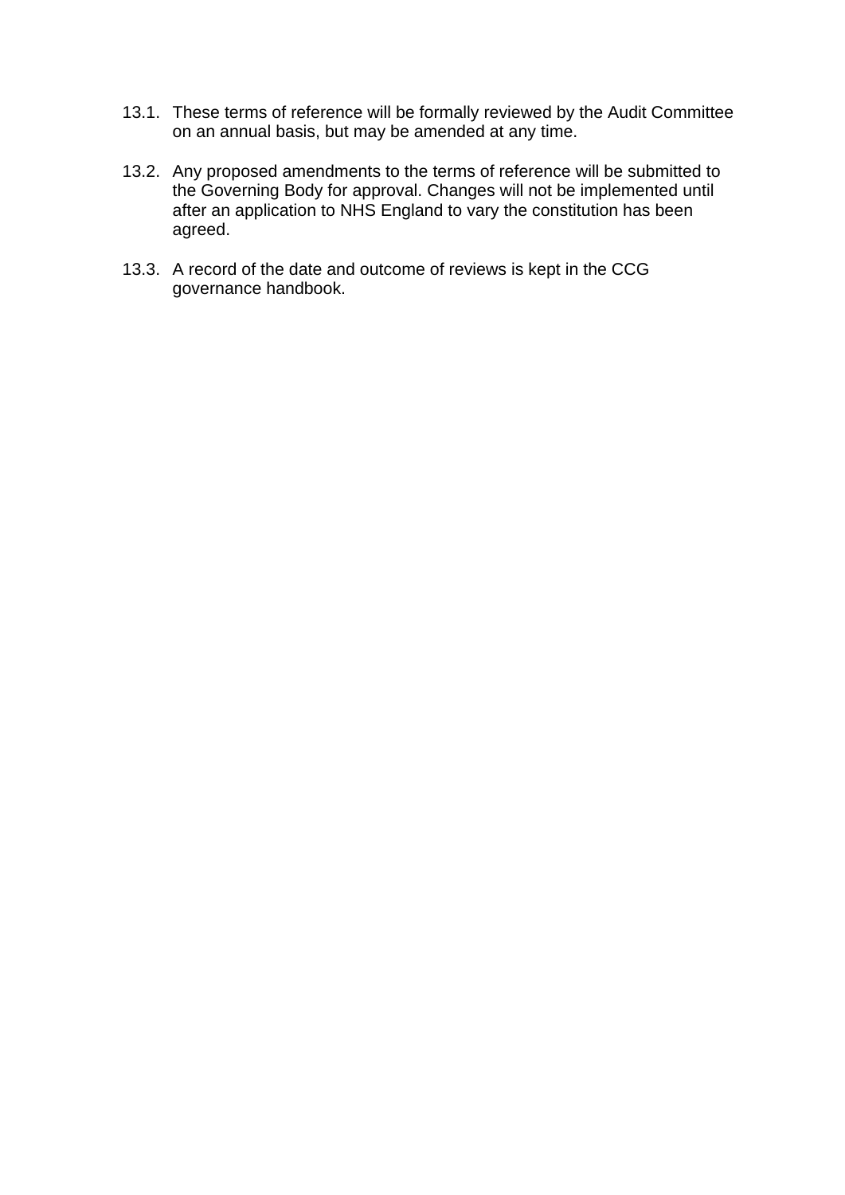13.1. These terms of reference will be formally reviewed by the Audit Committee on an annual basis, but may be amended at any time.

13.2. Any proposed amendments to the terms of reference will be submitted to the Governing Body for approval. Changes will not be implemented until after an application to NHS England to vary the constitution has been agreed.

13.3. A record of the date and outcome of reviews is kept in the CCG governance handbook.